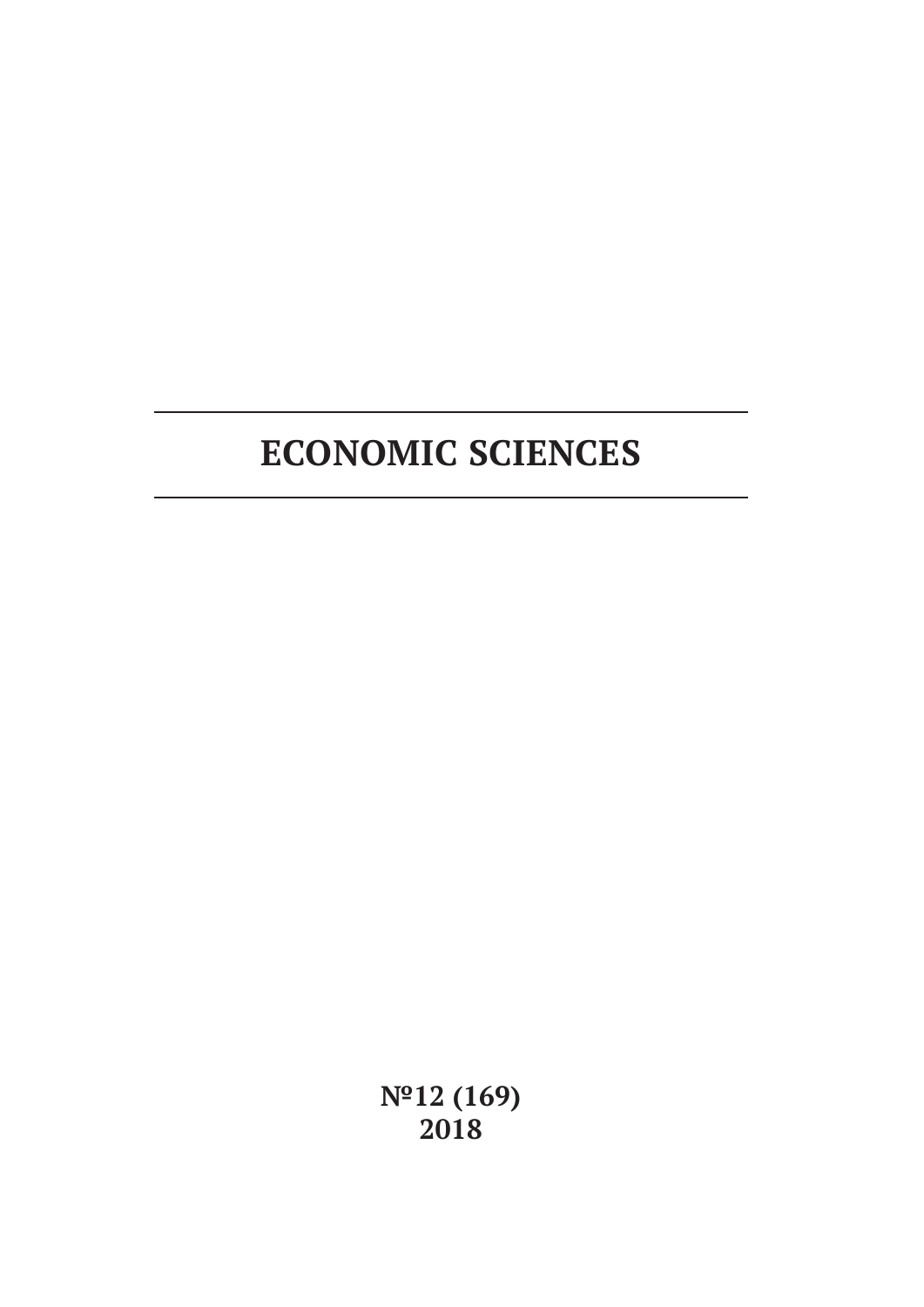# ECONOMIC SCIENCES

**№12 (169)**
**2018**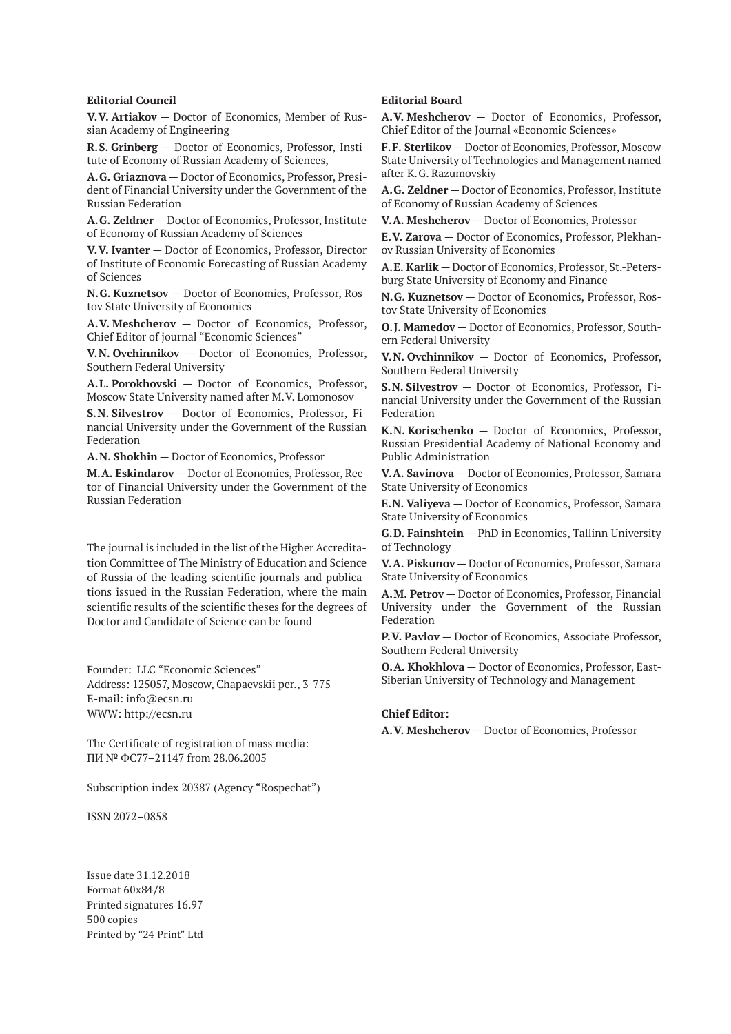**Editorial Council**

**V.V. Artiakov** — Doctor of Economics, Member of Russian Academy of Engineering

**R.S. Grinberg** — Doctor of Economics, Professor, Institute of Economy of Russian Academy of Sciences,

**A.G. Griaznova** — Doctor of Economics, Professor, President of Financial University under the Government of the Russian Federation

**A.G. Zeldner** — Doctor of Economics, Professor, Institute of Economy of Russian Academy of Sciences

**V.V. Ivanter** — Doctor of Economics, Professor, Director of Institute of Economic Forecasting of Russian Academy of Sciences

**N.G. Kuznetsov** — Doctor of Economics, Professor, Rostov State University of Economics

**A.V. Meshcherov** — Doctor of Economics, Professor, Chief Editor of journal "Economic Sciences"

**V.N. Ovchinnikov** — Doctor of Economics, Professor, Southern Federal University

**A.L. Porokhovski** — Doctor of Economics, Professor, Moscow State University named after M.V. Lomonosov

**S.N. Silvestrov** — Doctor of Economics, Professor, Financial University under the Government of the Russian Federation

**A.N. Shokhin** — Doctor of Economics, Professor

**M.A. Eskindarov** — Doctor of Economics, Professor, Rector of Financial University under the Government of the Russian Federation

The journal is included in the list of the Higher Accreditation Committee of The Ministry of Education and Science of Russia of the leading scientific journals and publications issued in the Russian Federation, where the main scientific results of the scientific theses for the degrees of Doctor and Candidate of Science can be found

Founder: LLC "Economic Sciences"
Address: 125057, Moscow, Chapaevskii per., 3-775
E-mail: info@ecsn.ru
WWW: http://ecsn.ru

The Certificate of registration of mass media:
ПИ № ФС77–21147 from 28.06.2005

Subscription index 20387 (Agency "Rospechat")

ISSN 2072–0858

Issue date 31.12.2018
Format 60x84/8
Printed signatures 16.97
500 copies
Printed by "24 Print" Ltd

**Editorial Board**

**A.V. Meshcherov** — Doctor of Economics, Professor, Chief Editor of the Journal «Economic Sciences»

**F.F. Sterlikov** — Doctor of Economics, Professor, Moscow State University of Technologies and Management named after K.G. Razumovskiy

**A.G. Zeldner** — Doctor of Economics, Professor, Institute of Economy of Russian Academy of Sciences

**V.A. Meshcherov** — Doctor of Economics, Professor

**E.V. Zarova** — Doctor of Economics, Professor, Plekhanov Russian University of Economics

**A.E. Karlik** — Doctor of Economics, Professor, St.-Petersburg State University of Economy and Finance

**N.G. Kuznetsov** — Doctor of Economics, Professor, Rostov State University of Economics

**O.J. Mamedov** — Doctor of Economics, Professor, Southern Federal University

**V.N. Ovchinnikov** — Doctor of Economics, Professor, Southern Federal University

**S.N. Silvestrov** — Doctor of Economics, Professor, Financial University under the Government of the Russian Federation

**K.N. Korischenko** — Doctor of Economics, Professor, Russian Presidential Academy of National Economy and Public Administration

**V.A. Savinova** — Doctor of Economics, Professor, Samara State University of Economics

**E.N. Valiyeva** — Doctor of Economics, Professor, Samara State University of Economics

**G.D. Fainshtein** — PhD in Economics, Tallinn University of Technology

**V.A. Piskunov** — Doctor of Economics, Professor, Samara State University of Economics

**A.M. Petrov** — Doctor of Economics, Professor, Financial University under the Government of the Russian Federation

**P.V. Pavlov** — Doctor of Economics, Associate Professor, Southern Federal University

**O.A. Khokhlova** — Doctor of Economics, Professor, East-Siberian University of Technology and Management

**Chief Editor:**

**A.V. Meshcherov** — Doctor of Economics, Professor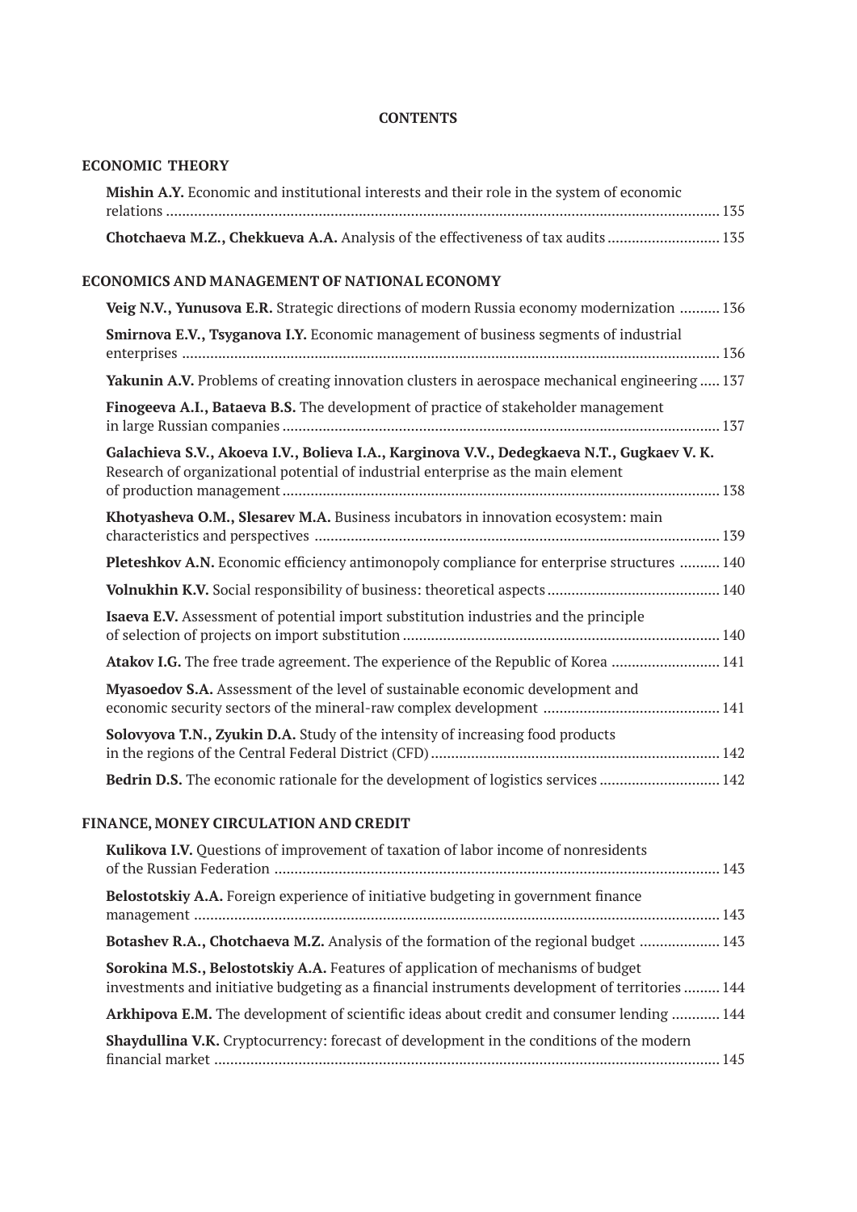**CONTENTS**

**ECONOMIC THEORY**

**Mishin A.Y.** Economic and institutional interests and their role in the system of economic relations ........................................................................................................................................ 135

**Chotchaeva M.Z., Chekkueva A.A.** Analysis of the effectiveness of tax audits ........................... 135

**ECONOMICS AND MANAGEMENT OF NATIONAL ECONOMY**

**Veig N.V., Yunusova E.R.** Strategic directions of modern Russia economy modernization .......... 136

**Smirnova E.V., Tsyganova I.Y.** Economic management of business segments of industrial enterprises ..................................................................................................................................... 136

**Yakunin A.V.** Problems of creating innovation clusters in aerospace mechanical engineering ..... 137

**Finogeeva A.I., Bataeva B.S.** The development of practice of stakeholder management in large Russian companies ............................................................................................................ 137

**Galachieva S.V., Akoeva I.V., Bolieva I.A., Karginova V.V., Dedegkaeva N.T., Gugkaev V. K.** Research of organizational potential of industrial enterprise as the main element of production management ............................................................................................................ 138

**Khotyasheva O.M., Slesarev M.A.** Business incubators in innovation ecosystem: main characteristics and perspectives .................................................................................................... 139

**Pleteshkov A.N.** Economic efficiency antimonopoly compliance for enterprise structures .......... 140

**Volnukhin K.V.** Social responsibility of business: theoretical aspects .......................................... 140

**Isaeva E.V.** Assessment of potential import substitution industries and the principle of selection of projects on import substitution .............................................................................. 140

**Atakov I.G.** The free trade agreement. The experience of the Republic of Korea .......................... 141

**Myasoedov S.A.** Assessment of the level of sustainable economic development and economic security sectors of the mineral-raw complex development ........................................... 141

**Solovyova T.N., Zyukin D.A.** Study of the intensity of increasing food products in the regions of the Central Federal District (CFD) ....................................................................... 142

**Bedrin D.S.** The economic rationale for the development of logistics services ............................. 142

**FINANCE, MONEY CIRCULATION AND CREDIT**

**Kulikova I.V.** Questions of improvement of taxation of labor income of nonresidents of the Russian Federation ............................................................................................................. 143

**Belostotskiy A.A.** Foreign experience of initiative budgeting in government finance management ................................................................................................................................. 143

**Botashev R.A., Chotchaeva M.Z.** Analysis of the formation of the regional budget .................... 143

**Sorokina M.S., Belostotskiy A.A.** Features of application of mechanisms of budget investments and initiative budgeting as a financial instruments development of territories ......... 144

**Arkhipova E.M.** The development of scientific ideas about credit and consumer lending ............ 144

**Shaydullina V.K.** Cryptocurrency: forecast of development in the conditions of the modern financial market ............................................................................................................................. 145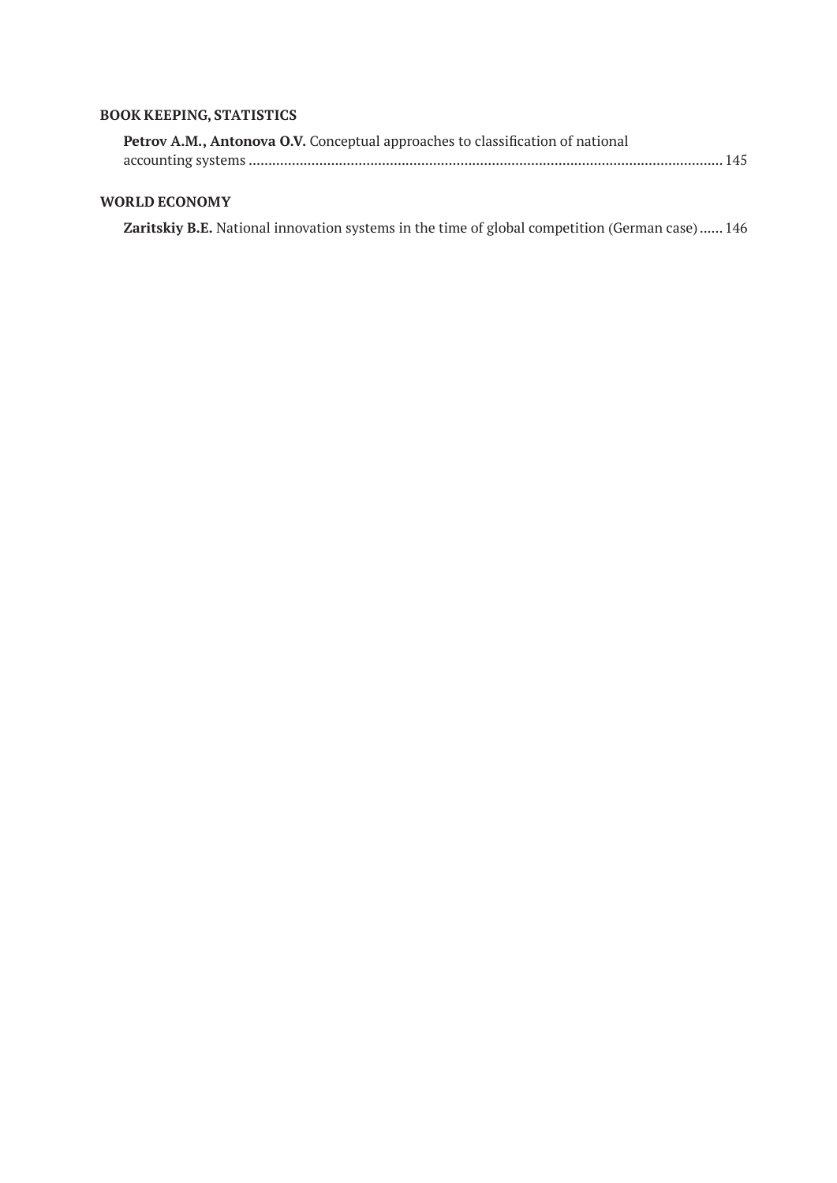**BOOK KEEPING, STATISTICS**

**Petrov A.M., Antonova O.V.** Conceptual approaches to classification of national accounting systems ........................................................................................................................ 145

**WORLD ECONOMY**

**Zaritskiy B.E.** National innovation systems in the time of global competition (German case) ...... 146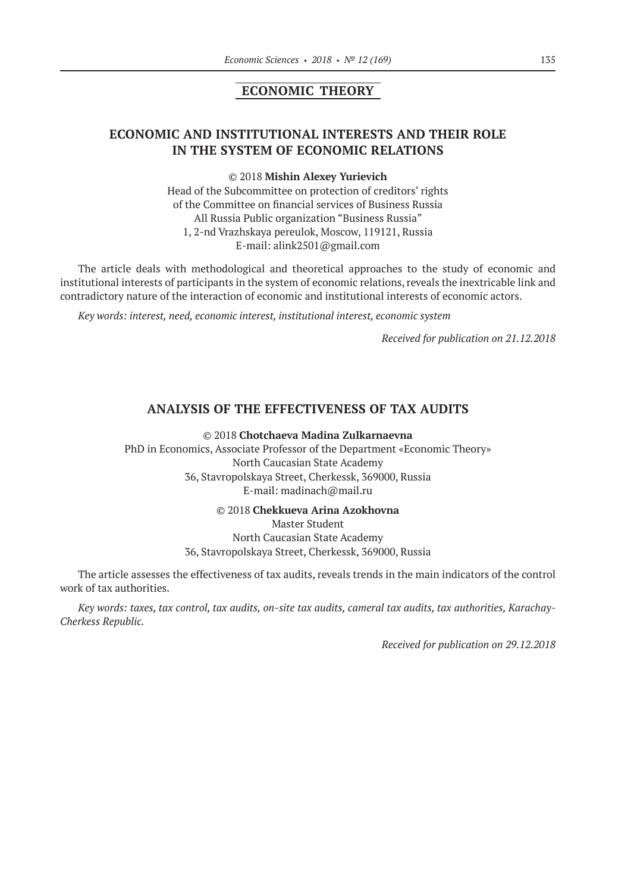## ECONOMIC THEORY

### ECONOMIC AND INSTITUTIONAL INTERESTS AND THEIR ROLE IN THE SYSTEM OF ECONOMIC RELATIONS

© 2018 **Mishin Alexey Yurievich**
Head of the Subcommittee on protection of creditors' rights
of the Committee on financial services of Business Russia
All Russia Public organization "Business Russia"
1, 2-nd Vrazhskaya pereulok, Moscow, 119121, Russia
E-mail: alink2501@gmail.com

The article deals with methodological and theoretical approaches to the study of economic and institutional interests of participants in the system of economic relations, reveals the inextricable link and contradictory nature of the interaction of economic and institutional interests of economic actors.

*Key words: interest, need, economic interest, institutional interest, economic system*

*Received for publication on 21.12.2018*

### ANALYSIS OF THE EFFECTIVENESS OF TAX AUDITS

© 2018 **Chotchaeva Madina Zulkarnaevna**
PhD in Economics, Associate Professor of the Department «Economic Theory»
North Caucasian State Academy
36, Stavropolskaya Street, Cherkessk, 369000, Russia
E-mail: madinach@mail.ru

© 2018 **Chekkueva Arina Azokhovna**
Master Student
North Caucasian State Academy
36, Stavropolskaya Street, Cherkessk, 369000, Russia

The article assesses the effectiveness of tax audits, reveals trends in the main indicators of the control work of tax authorities.

*Key words: taxes, tax control, tax audits, on-site tax audits, cameral tax audits, tax authorities, Karachay-Cherkess Republic.*

*Received for publication on 29.12.2018*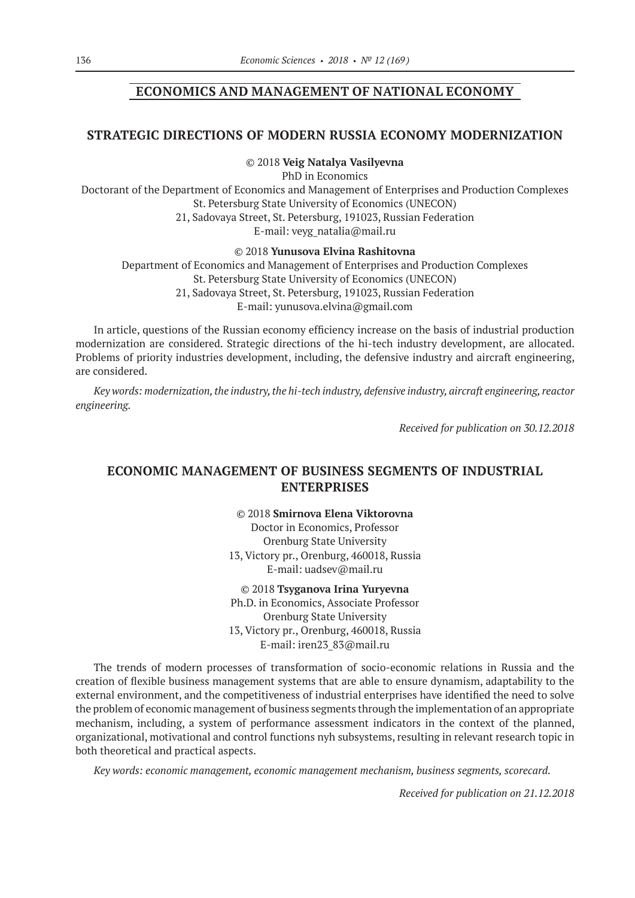## ECONOMICS AND MANAGEMENT OF NATIONAL ECONOMY

## STRATEGIC DIRECTIONS OF MODERN RUSSIA ECONOMY MODERNIZATION

© 2018 **Veig Natalya Vasilyevna**
PhD in Economics
Doctorant of the Department of Economics and Management of Enterprises and Production Complexes
St. Petersburg State University of Economics (UNECON)
21, Sadovaya Street, St. Petersburg, 191023, Russian Federation
E-mail: veyg_natalia@mail.ru

© 2018 **Yunusova Elvina Rashitovna**
Department of Economics and Management of Enterprises and Production Complexes
St. Petersburg State University of Economics (UNECON)
21, Sadovaya Street, St. Petersburg, 191023, Russian Federation
E-mail: yunusova.elvina@gmail.com

In article, questions of the Russian economy efficiency increase on the basis of industrial production modernization are considered. Strategic directions of the hi-tech industry development, are allocated. Problems of priority industries development, including, the defensive industry and aircraft engineering, are considered.

*Key words: modernization, the industry, the hi-tech industry, defensive industry, aircraft engineering, reactor engineering.*

*Received for publication on 30.12.2018*

## ECONOMIC MANAGEMENT OF BUSINESS SEGMENTS OF INDUSTRIAL ENTERPRISES

© 2018 **Smirnova Elena Viktorovna**
Doctor in Economics, Professor
Orenburg State University
13, Victory pr., Orenburg, 460018, Russia
E-mail: uadsev@mail.ru

© 2018 **Tsyganova Irina Yuryevna**
Ph.D. in Economics, Associate Professor
Orenburg State University
13, Victory pr., Orenburg, 460018, Russia
E-mail: iren23_83@mail.ru

The trends of modern processes of transformation of socio-economic relations in Russia and the creation of flexible business management systems that are able to ensure dynamism, adaptability to the external environment, and the competitiveness of industrial enterprises have identified the need to solve the problem of economic management of business segments through the implementation of an appropriate mechanism, including, a system of performance assessment indicators in the context of the planned, organizational, motivational and control functions nyh subsystems, resulting in relevant research topic in both theoretical and practical aspects.

*Key words: economic management, economic management mechanism, business segments, scorecard.*

*Received for publication on 21.12.2018*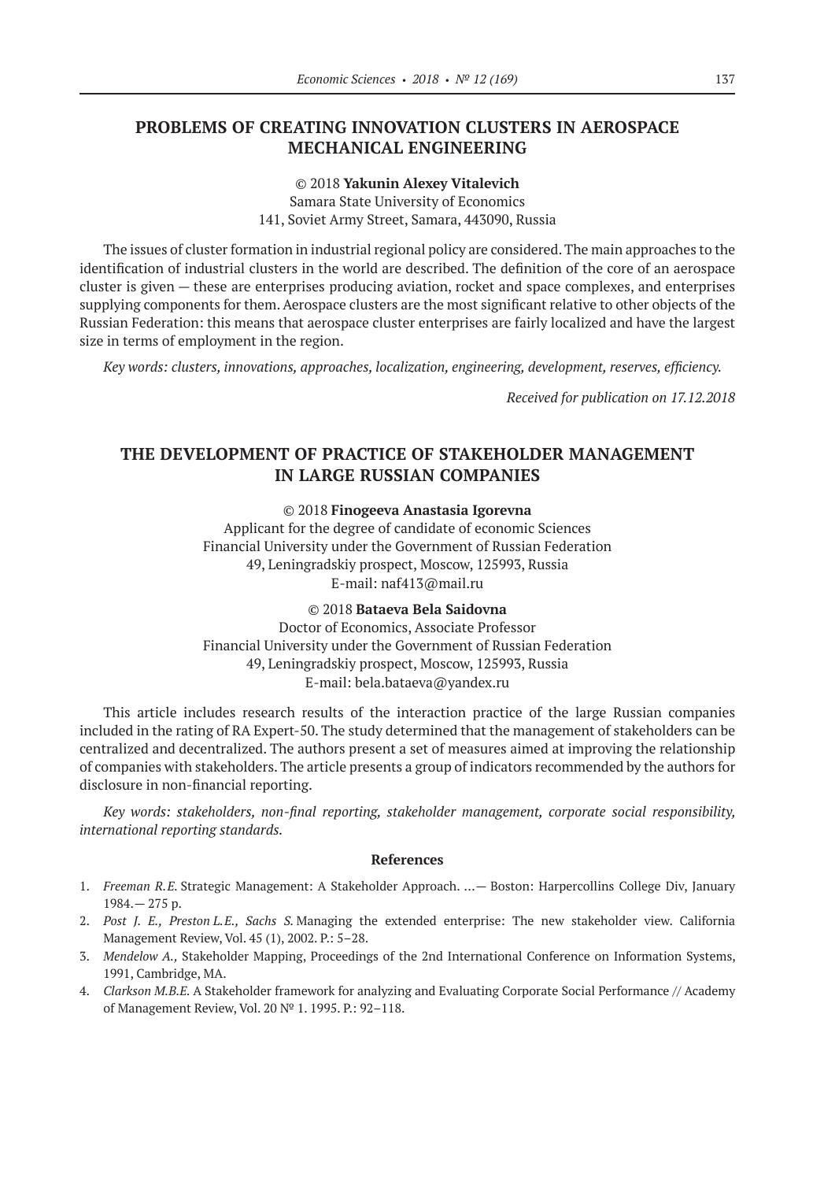## PROBLEMS OF CREATING INNOVATION CLUSTERS IN AEROSPACE MECHANICAL ENGINEERING

© 2018 **Yakunin Alexey Vitalevich**
Samara State University of Economics
141, Soviet Army Street, Samara, 443090, Russia

The issues of cluster formation in industrial regional policy are considered. The main approaches to the identification of industrial clusters in the world are described. The definition of the core of an aerospace cluster is given — these are enterprises producing aviation, rocket and space complexes, and enterprises supplying components for them. Aerospace clusters are the most significant relative to other objects of the Russian Federation: this means that aerospace cluster enterprises are fairly localized and have the largest size in terms of employment in the region.

*Key words: clusters, innovations, approaches, localization, engineering, development, reserves, efficiency.*

*Received for publication on 17.12.2018*

## THE DEVELOPMENT OF PRACTICE OF STAKEHOLDER MANAGEMENT IN LARGE RUSSIAN COMPANIES

© 2018 **Finogeeva Anastasia Igorevna**
Applicant for the degree of candidate of economic Sciences
Financial University under the Government of Russian Federation
49, Leningradskiy prospect, Moscow, 125993, Russia
E-mail: naf413@mail.ru

© 2018 **Bataeva Bela Saidovna**
Doctor of Economics, Associate Professor
Financial University under the Government of Russian Federation
49, Leningradskiy prospect, Moscow, 125993, Russia
E-mail: bela.bataeva@yandex.ru

This article includes research results of the interaction practice of the large Russian companies included in the rating of RA Expert-50. The study determined that the management of stakeholders can be centralized and decentralized. The authors present a set of measures aimed at improving the relationship of companies with stakeholders. The article presents a group of indicators recommended by the authors for disclosure in non-financial reporting.

*Key words: stakeholders, non-final reporting, stakeholder management, corporate social responsibility, international reporting standards.*

### References

1. *Freeman R.E.* Strategic Management: A Stakeholder Approach. ...— Boston: Harpercollins College Div, January 1984.— 275 p.
2. *Post J. E., Preston L.E., Sachs S.* Managing the extended enterprise: The new stakeholder view. California Management Review, Vol. 45 (1), 2002. P.: 5–28.
3. *Mendelow A.,* Stakeholder Mapping, Proceedings of the 2nd International Conference on Information Systems, 1991, Cambridge, MA.
4. *Clarkson M.B.E.* A Stakeholder framework for analyzing and Evaluating Corporate Social Performance // Academy of Management Review, Vol. 20 № 1. 1995. P.: 92–118.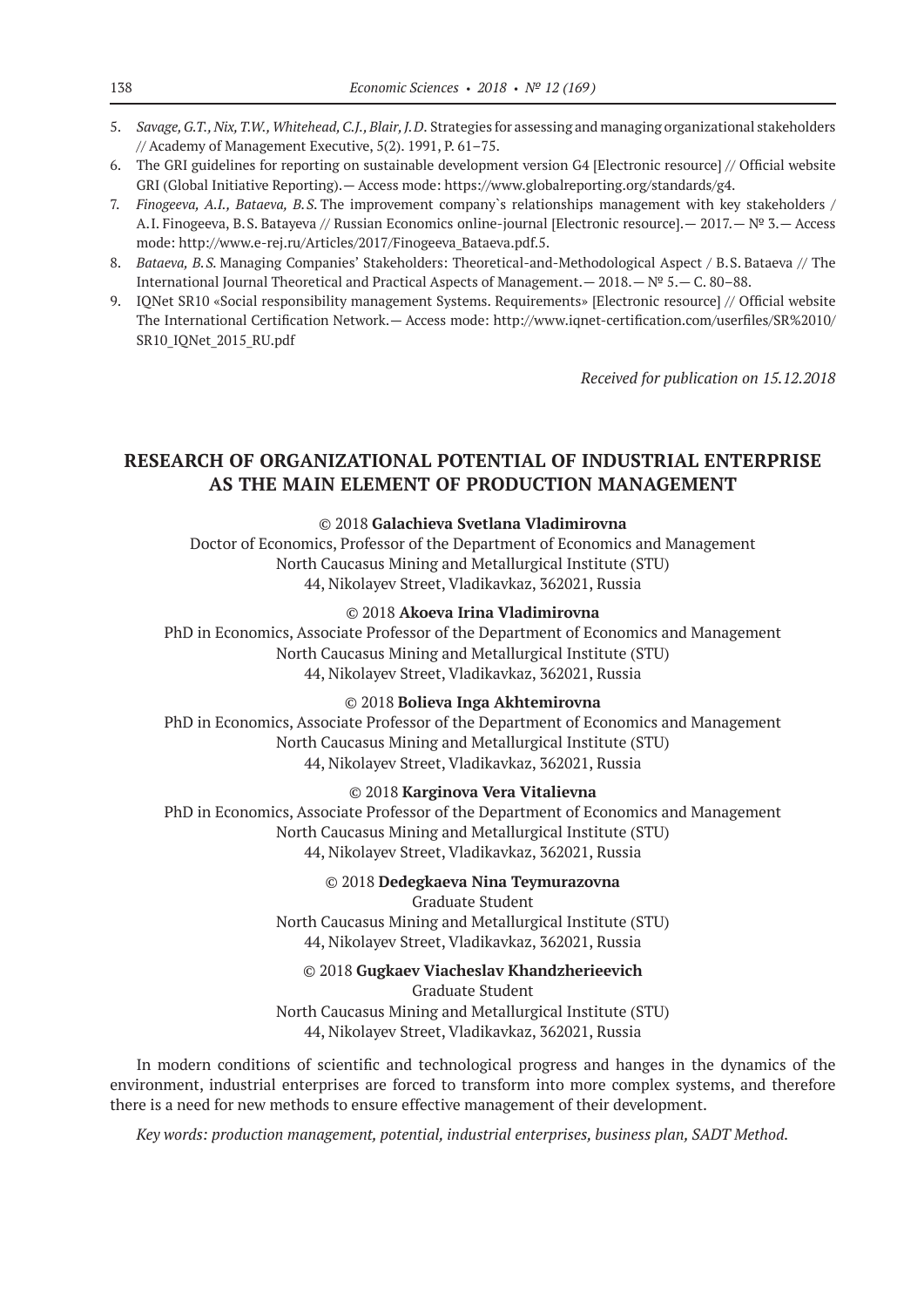5. *Savage, G.T., Nix, T.W., Whitehead, C.J., Blair, J.D.* Strategies for assessing and managing organizational stakeholders // Academy of Management Executive, 5(2). 1991, P. 61–75.
6. The GRI guidelines for reporting on sustainable development version G4 [Electronic resource] // Official website GRI (Global Initiative Reporting).— Access mode: https://www.globalreporting.org/standards/g4.
7. *Finogeeva, A.I., Bataeva, B.S.* The improvement company`s relationships management with key stakeholders / A.I. Finogeeva, B.S. Batayeva // Russian Economics online-journal [Electronic resource].— 2017.— № 3.— Access mode: http://www.e-rej.ru/Articles/2017/Finogeeva_Bataeva.pdf.5.
8. *Bataeva, B.S.* Managing Companies' Stakeholders: Theoretical-and-Methodological Aspect / B.S. Bataeva // The International Journal Theoretical and Practical Aspects of Management.— 2018.— № 5.— C. 80–88.
9. IQNet SR10 «Social responsibility management Systems. Requirements» [Electronic resource] // Official website The International Certification Network.— Access mode: http://www.iqnet-certification.com/userfiles/SR%2010/SR10_IQNet_2015_RU.pdf

*Received for publication on 15.12.2018*

## RESEARCH OF ORGANIZATIONAL POTENTIAL OF INDUSTRIAL ENTERPRISE AS THE MAIN ELEMENT OF PRODUCTION MANAGEMENT

© 2018 **Galachieva Svetlana Vladimirovna**
Doctor of Economics, Professor of the Department of Economics and Management
North Caucasus Mining and Metallurgical Institute (STU)
44, Nikolayev Street, Vladikavkaz, 362021, Russia

© 2018 **Akoeva Irina Vladimirovna**
PhD in Economics, Associate Professor of the Department of Economics and Management
North Caucasus Mining and Metallurgical Institute (STU)
44, Nikolayev Street, Vladikavkaz, 362021, Russia

© 2018 **Bolieva Inga Akhtemirovna**
PhD in Economics, Associate Professor of the Department of Economics and Management
North Caucasus Mining and Metallurgical Institute (STU)
44, Nikolayev Street, Vladikavkaz, 362021, Russia

© 2018 **Karginova Vera Vitalievna**
PhD in Economics, Associate Professor of the Department of Economics and Management
North Caucasus Mining and Metallurgical Institute (STU)
44, Nikolayev Street, Vladikavkaz, 362021, Russia

© 2018 **Dedegkaeva Nina Teymurazovna**
Graduate Student
North Caucasus Mining and Metallurgical Institute (STU)
44, Nikolayev Street, Vladikavkaz, 362021, Russia

© 2018 **Gugkaev Viacheslav Khandzherieevich**
Graduate Student
North Caucasus Mining and Metallurgical Institute (STU)
44, Nikolayev Street, Vladikavkaz, 362021, Russia

In modern conditions of scientific and technological progress and hanges in the dynamics of the environment, industrial enterprises are forced to transform into more complex systems, and therefore there is a need for new methods to ensure effective management of their development.

*Key words: production management, potential, industrial enterprises, business plan, SADT Method.*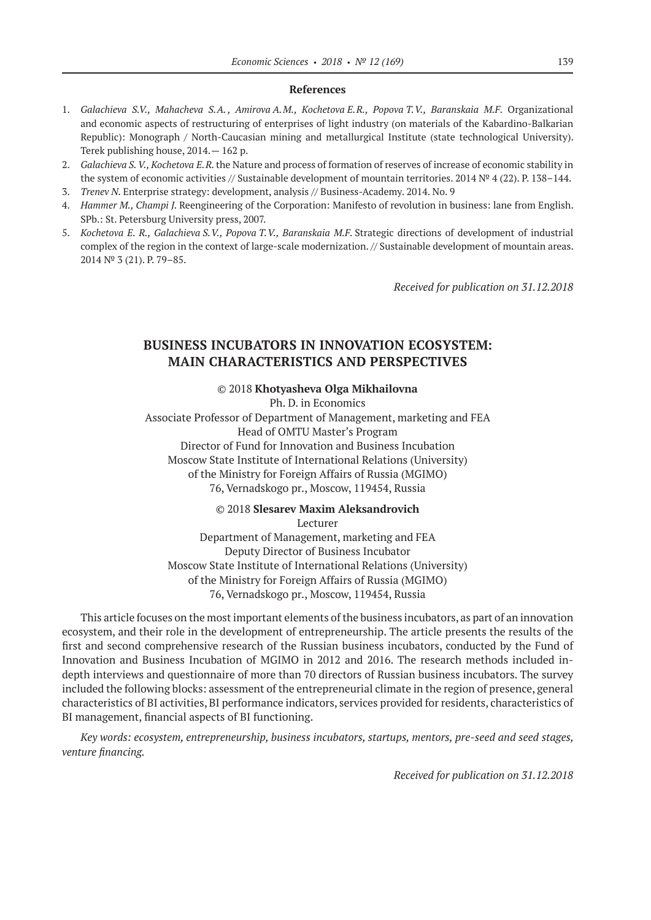## References

1. *Galachieva S.V., Mahacheva S.A., Amirova A.M., Kochetova E.R., Popova T.V., Baranskaia M.F.* Organizational and economic aspects of restructuring of enterprises of light industry (on materials of the Kabardino-Balkarian Republic): Monograph / North-Caucasian mining and metallurgical Institute (state technological University). Terek publishing house, 2014.— 162 p.
2. *Galachieva S. V., Kochetova E.R.* the Nature and process of formation of reserves of increase of economic stability in the system of economic activities // Sustainable development of mountain territories. 2014 № 4 (22). P. 138–144.
3. *Trenev N.* Enterprise strategy: development, analysis // Business-Academy. 2014. No. 9
4. *Hammer M., Champi J.* Reengineering of the Corporation: Manifesto of revolution in business: lane from English. SPb.: St. Petersburg University press, 2007.
5. *Kochetova E. R., Galachieva S.V., Popova T.V., Baranskaia M.F.* Strategic directions of development of industrial complex of the region in the context of large-scale modernization. // Sustainable development of mountain areas. 2014 № 3 (21). P. 79–85.

*Received for publication on 31.12.2018*

# BUSINESS INCUBATORS IN INNOVATION ECOSYSTEM: MAIN CHARACTERISTICS AND PERSPECTIVES

© 2018 **Khotyasheva Olga Mikhailovna**

Ph. D. in Economics
Associate Professor of Department of Management, marketing and FEA
Head of OMTU Master's Program
Director of Fund for Innovation and Business Incubation
Moscow State Institute of International Relations (University)
of the Ministry for Foreign Affairs of Russia (MGIMO)
76, Vernadskogo pr., Moscow, 119454, Russia

© 2018 **Slesarev Maxim Aleksandrovich**

Lecturer
Department of Management, marketing and FEA
Deputy Director of Business Incubator
Moscow State Institute of International Relations (University)
of the Ministry for Foreign Affairs of Russia (MGIMO)
76, Vernadskogo pr., Moscow, 119454, Russia

This article focuses on the most important elements of the business incubators, as part of an innovation ecosystem, and their role in the development of entrepreneurship. The article presents the results of the first and second comprehensive research of the Russian business incubators, conducted by the Fund of Innovation and Business Incubation of MGIMO in 2012 and 2016. The research methods included in-depth interviews and questionnaire of more than 70 directors of Russian business incubators. The survey included the following blocks: assessment of the entrepreneurial climate in the region of presence, general characteristics of BI activities, BI performance indicators, services provided for residents, characteristics of BI management, financial aspects of BI functioning.

*Key words: ecosystem, entrepreneurship, business incubators, startups, mentors, pre-seed and seed stages, venture financing.*

*Received for publication on 31.12.2018*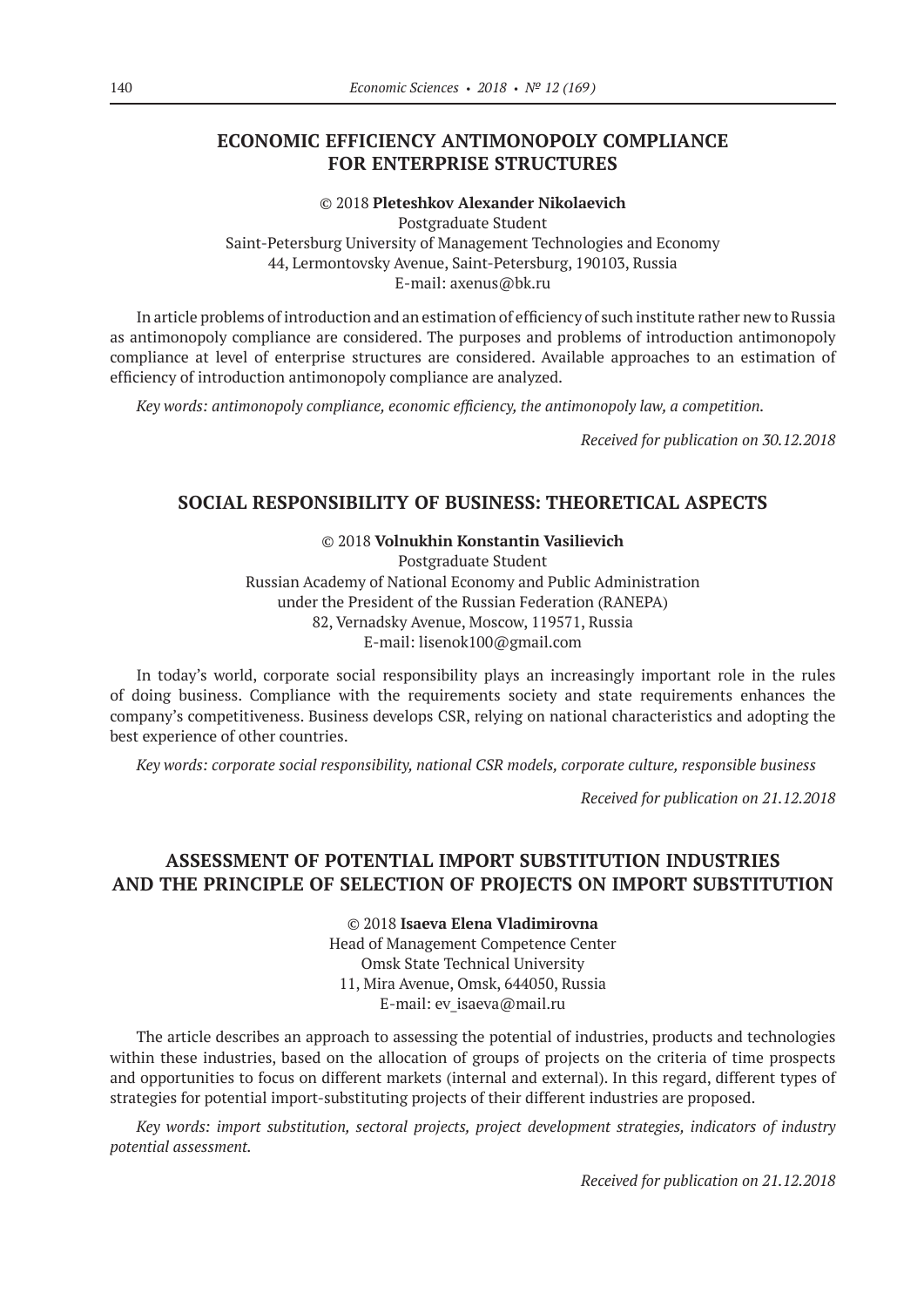## ECONOMIC EFFICIENCY ANTIMONOPOLY COMPLIANCE FOR ENTERPRISE STRUCTURES

© 2018 **Pleteshkov Alexander Nikolaevich**
Postgraduate Student
Saint-Petersburg University of Management Technologies and Economy
44, Lermontovsky Avenue, Saint-Petersburg, 190103, Russia
E-mail: axenus@bk.ru

In article problems of introduction and an estimation of efficiency of such institute rather new to Russia as antimonopoly compliance are considered. The purposes and problems of introduction antimonopoly compliance at level of enterprise structures are considered. Available approaches to an estimation of efficiency of introduction antimonopoly compliance are analyzed.

*Key words: antimonopoly compliance, economic efficiency, the antimonopoly law, a competition.*

*Received for publication on 30.12.2018*

## SOCIAL RESPONSIBILITY OF BUSINESS: THEORETICAL ASPECTS

© 2018 **Volnukhin Konstantin Vasilievich**
Postgraduate Student
Russian Academy of National Economy and Public Administration
under the President of the Russian Federation (RANEPA)
82, Vernadsky Avenue, Moscow, 119571, Russia
E-mail: lisenok100@gmail.com

In today's world, corporate social responsibility plays an increasingly important role in the rules of doing business. Compliance with the requirements society and state requirements enhances the company's competitiveness. Business develops CSR, relying on national characteristics and adopting the best experience of other countries.

*Key words: corporate social responsibility, national CSR models, corporate culture, responsible business*

*Received for publication on 21.12.2018*

## ASSESSMENT OF POTENTIAL IMPORT SUBSTITUTION INDUSTRIES AND THE PRINCIPLE OF SELECTION OF PROJECTS ON IMPORT SUBSTITUTION

© 2018 **Isaeva Elena Vladimirovna**
Head of Management Competence Center
Omsk State Technical University
11, Mira Avenue, Omsk, 644050, Russia
E-mail: ev_isaeva@mail.ru

The article describes an approach to assessing the potential of industries, products and technologies within these industries, based on the allocation of groups of projects on the criteria of time prospects and opportunities to focus on different markets (internal and external). In this regard, different types of strategies for potential import-substituting projects of their different industries are proposed.

*Key words: import substitution, sectoral projects, project development strategies, indicators of industry potential assessment.*

*Received for publication on 21.12.2018*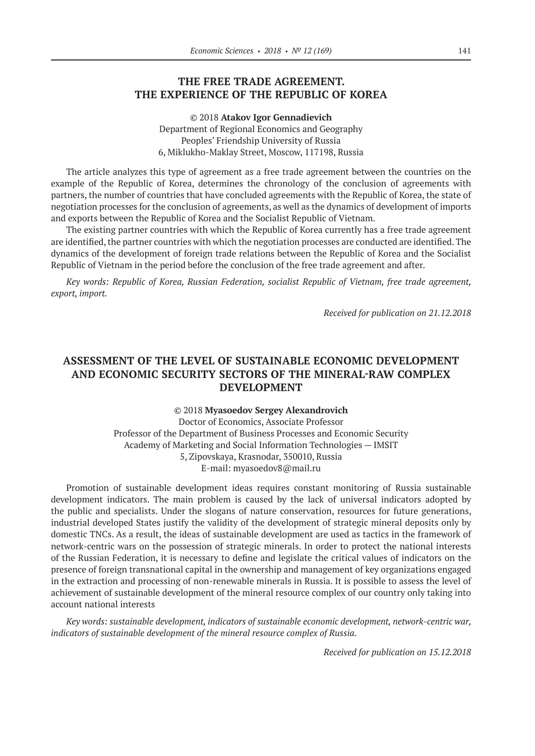## THE FREE TRADE AGREEMENT. THE EXPERIENCE OF THE REPUBLIC OF KOREA

© 2018 **Atakov Igor Gennadievich**
Department of Regional Economics and Geography
Peoples' Friendship University of Russia
6, Miklukho-Maklay Street, Moscow, 117198, Russia

The article analyzes this type of agreement as a free trade agreement between the countries on the example of the Republic of Korea, determines the chronology of the conclusion of agreements with partners, the number of countries that have concluded agreements with the Republic of Korea, the state of negotiation processes for the conclusion of agreements, as well as the dynamics of development of imports and exports between the Republic of Korea and the Socialist Republic of Vietnam.

The existing partner countries with which the Republic of Korea currently has a free trade agreement are identified, the partner countries with which the negotiation processes are conducted are identified. The dynamics of the development of foreign trade relations between the Republic of Korea and the Socialist Republic of Vietnam in the period before the conclusion of the free trade agreement and after.

*Key words: Republic of Korea, Russian Federation, socialist Republic of Vietnam, free trade agreement, export, import.*

*Received for publication on 21.12.2018*

## ASSESSMENT OF THE LEVEL OF SUSTAINABLE ECONOMIC DEVELOPMENT AND ECONOMIC SECURITY SECTORS OF THE MINERAL-RAW COMPLEX DEVELOPMENT

© 2018 **Myasoedov Sergey Alexandrovich**
Doctor of Economics, Associate Professor
Professor of the Department of Business Processes and Economic Security
Academy of Marketing and Social Information Technologies — IMSIT
5, Zipovskaya, Krasnodar, 350010, Russia
E-mail: myasoedov8@mail.ru

Promotion of sustainable development ideas requires constant monitoring of Russia sustainable development indicators. The main problem is caused by the lack of universal indicators adopted by the public and specialists. Under the slogans of nature conservation, resources for future generations, industrial developed States justify the validity of the development of strategic mineral deposits only by domestic TNCs. As a result, the ideas of sustainable development are used as tactics in the framework of network-centric wars on the possession of strategic minerals. In order to protect the national interests of the Russian Federation, it is necessary to define and legislate the critical values of indicators on the presence of foreign transnational capital in the ownership and management of key organizations engaged in the extraction and processing of non-renewable minerals in Russia. It is possible to assess the level of achievement of sustainable development of the mineral resource complex of our country only taking into account national interests

*Key words: sustainable development, indicators of sustainable economic development, network-centric war, indicators of sustainable development of the mineral resource complex of Russia.*

*Received for publication on 15.12.2018*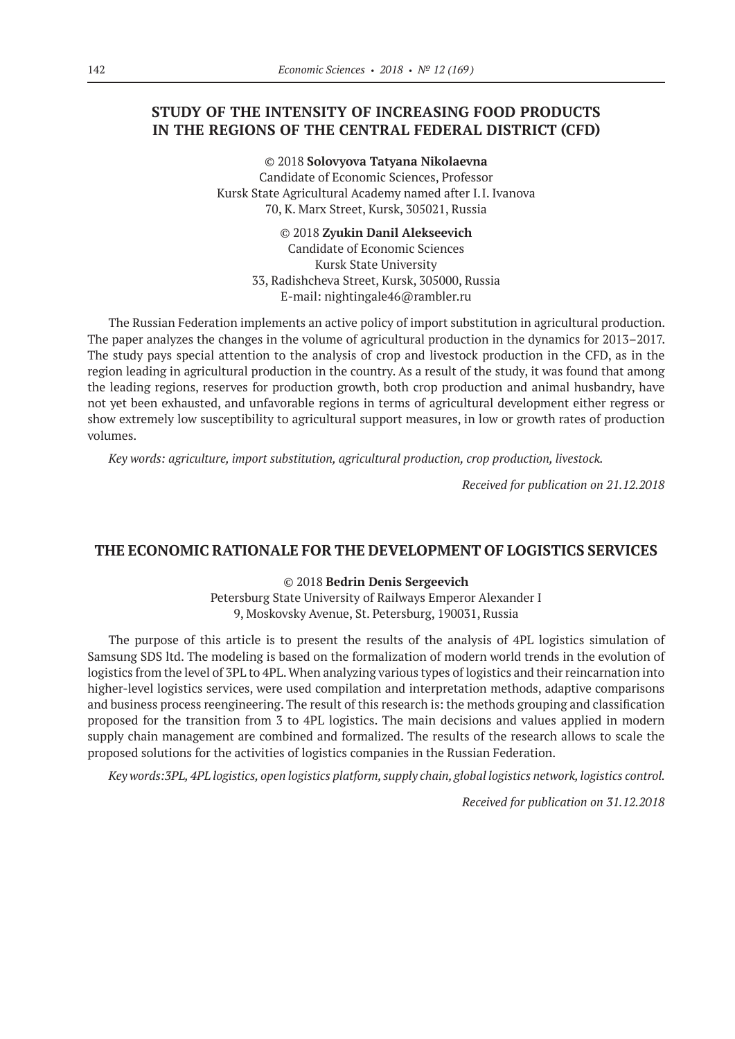## STUDY OF THE INTENSITY OF INCREASING FOOD PRODUCTS IN THE REGIONS OF THE CENTRAL FEDERAL DISTRICT (CFD)

© 2018 **Solovyova Tatyana Nikolaevna**
Candidate of Economic Sciences, Professor
Kursk State Agricultural Academy named after I. I. Ivanova
70, K. Marx Street, Kursk, 305021, Russia

© 2018 **Zyukin Danil Alekseevich**
Candidate of Economic Sciences
Kursk State University
33, Radishcheva Street, Kursk, 305000, Russia
E-mail: nightingale46@rambler.ru

The Russian Federation implements an active policy of import substitution in agricultural production. The paper analyzes the changes in the volume of agricultural production in the dynamics for 2013–2017. The study pays special attention to the analysis of crop and livestock production in the CFD, as in the region leading in agricultural production in the country. As a result of the study, it was found that among the leading regions, reserves for production growth, both crop production and animal husbandry, have not yet been exhausted, and unfavorable regions in terms of agricultural development either regress or show extremely low susceptibility to agricultural support measures, in low or growth rates of production volumes.

*Key words: agriculture, import substitution, agricultural production, crop production, livestock.*

*Received for publication on 21.12.2018*

## THE ECONOMIC RATIONALE FOR THE DEVELOPMENT OF LOGISTICS SERVICES

© 2018 **Bedrin Denis Sergeevich**
Petersburg State University of Railways Emperor Alexander I
9, Moskovsky Avenue, St. Petersburg, 190031, Russia

The purpose of this article is to present the results of the analysis of 4PL logistics simulation of Samsung SDS ltd. The modeling is based on the formalization of modern world trends in the evolution of logistics from the level of 3PL to 4PL. When analyzing various types of logistics and their reincarnation into higher-level logistics services, were used compilation and interpretation methods, adaptive comparisons and business process reengineering. The result of this research is: the methods grouping and classification proposed for the transition from 3 to 4PL logistics. The main decisions and values applied in modern supply chain management are combined and formalized. The results of the research allows to scale the proposed solutions for the activities of logistics companies in the Russian Federation.

*Key words:3PL, 4PL logistics, open logistics platform, supply chain, global logistics network, logistics control.*

*Received for publication on 31.12.2018*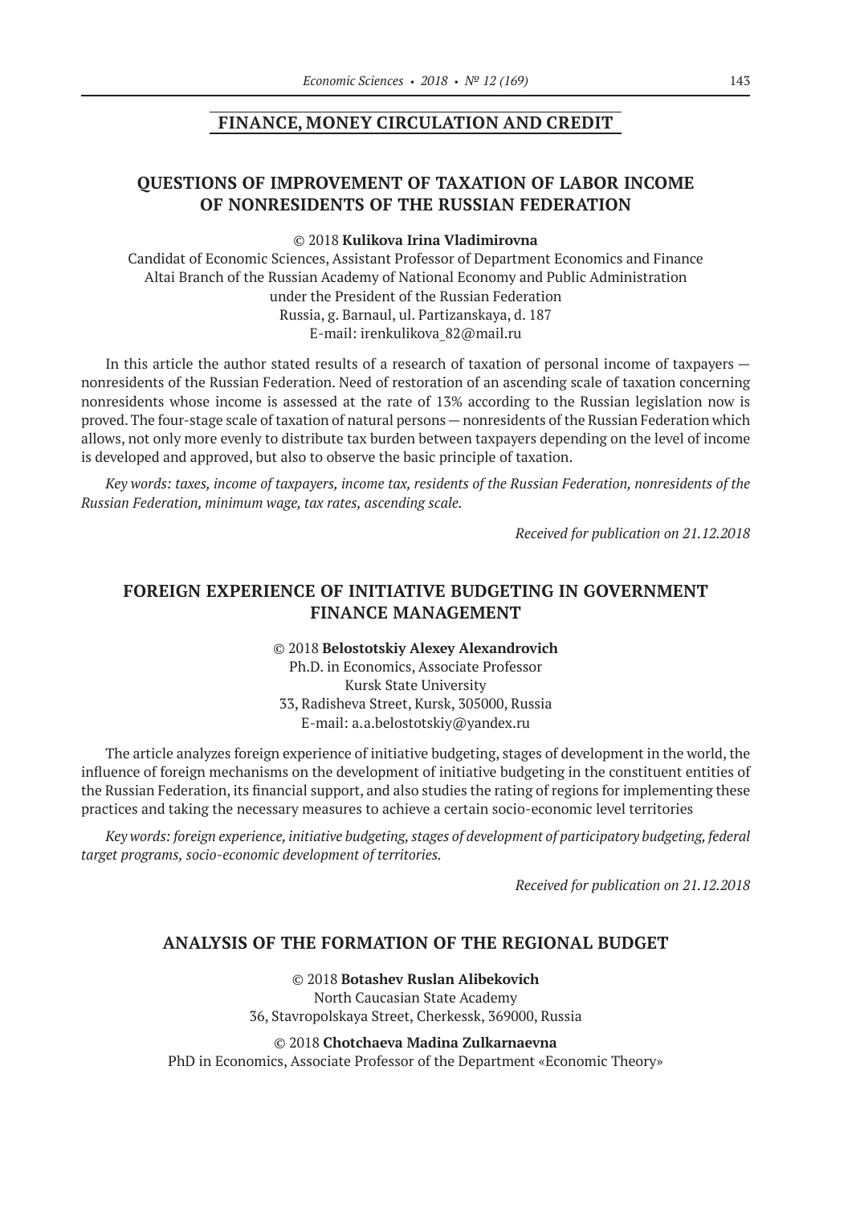## FINANCE, MONEY CIRCULATION AND CREDIT

### QUESTIONS OF IMPROVEMENT OF TAXATION OF LABOR INCOME OF NONRESIDENTS OF THE RUSSIAN FEDERATION

© 2018 **Kulikova Irina Vladimirovna**
Candidat of Economic Sciences, Assistant Professor of Department Economics and Finance
Altai Branch of the Russian Academy of National Economy and Public Administration
under the President of the Russian Federation
Russia, g. Barnaul, ul. Partizanskaya, d. 187
E-mail: irenkulikova_82@mail.ru

In this article the author stated results of a research of taxation of personal income of taxpayers — nonresidents of the Russian Federation. Need of restoration of an ascending scale of taxation concerning nonresidents whose income is assessed at the rate of 13% according to the Russian legislation now is proved. The four-stage scale of taxation of natural persons — nonresidents of the Russian Federation which allows, not only more evenly to distribute tax burden between taxpayers depending on the level of income is developed and approved, but also to observe the basic principle of taxation.

*Key words: taxes, income of taxpayers, income tax, residents of the Russian Federation, nonresidents of the Russian Federation, minimum wage, tax rates, ascending scale.*

*Received for publication on 21.12.2018*

### FOREIGN EXPERIENCE OF INITIATIVE BUDGETING IN GOVERNMENT FINANCE MANAGEMENT

© 2018 **Belostotskiy Alexey Alexandrovich**
Ph.D. in Economics, Associate Professor
Kursk State University
33, Radisheva Street, Kursk, 305000, Russia
E-mail: a.a.belostotskiy@yandex.ru

The article analyzes foreign experience of initiative budgeting, stages of development in the world, the influence of foreign mechanisms on the development of initiative budgeting in the constituent entities of the Russian Federation, its financial support, and also studies the rating of regions for implementing these practices and taking the necessary measures to achieve a certain socio-economic level territories

*Key words: foreign experience, initiative budgeting, stages of development of participatory budgeting, federal target programs, socio-economic development of territories.*

*Received for publication on 21.12.2018*

### ANALYSIS OF THE FORMATION OF THE REGIONAL BUDGET

© 2018 **Botashev Ruslan Alibekovich**
North Caucasian State Academy
36, Stavropolskaya Street, Cherkessk, 369000, Russia

© 2018 **Chotchaeva Madina Zulkarnaevna**
PhD in Economics, Associate Professor of the Department «Economic Theory»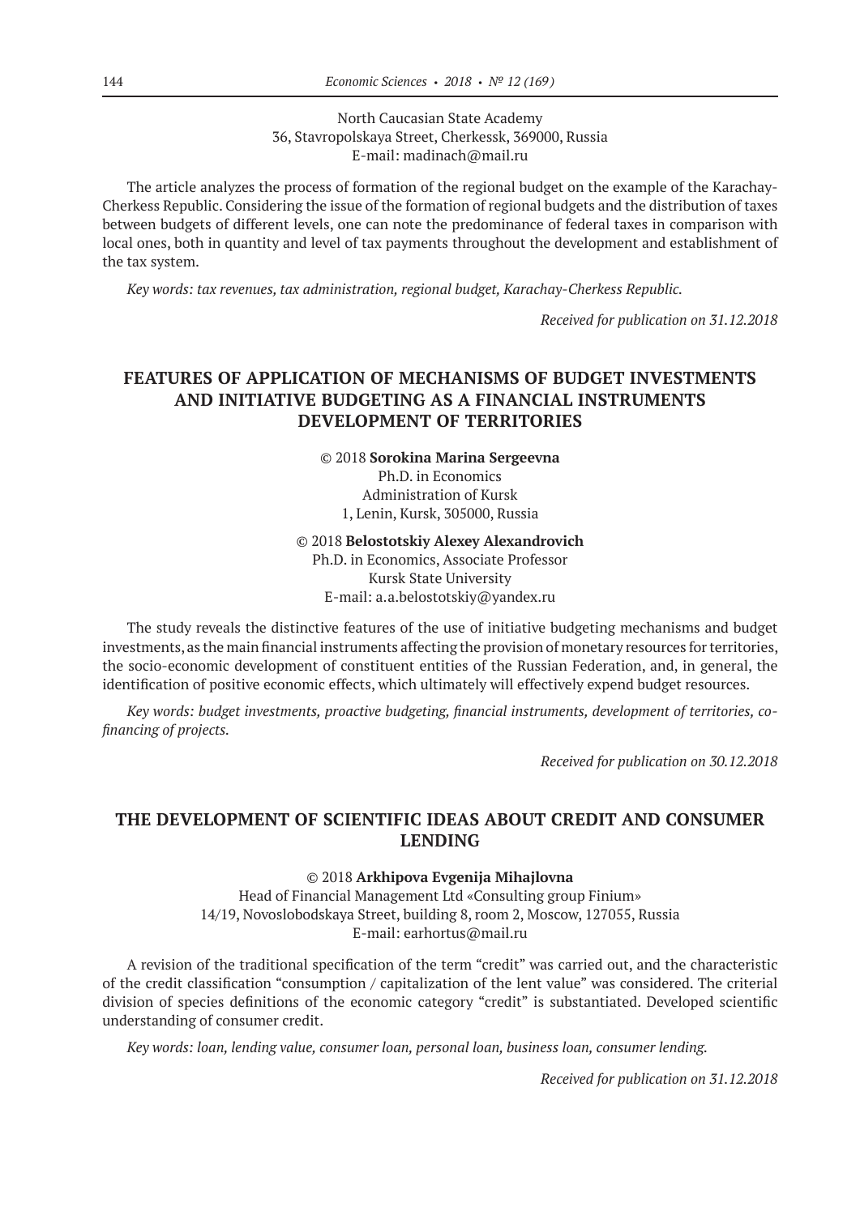North Caucasian State Academy
36, Stavropolskaya Street, Cherkessk, 369000, Russia
E-mail: madinach@mail.ru

The article analyzes the process of formation of the regional budget on the example of the Karachay-Cherkess Republic. Considering the issue of the formation of regional budgets and the distribution of taxes between budgets of different levels, one can note the predominance of federal taxes in comparison with local ones, both in quantity and level of tax payments throughout the development and establishment of the tax system.

*Key words: tax revenues, tax administration, regional budget, Karachay-Cherkess Republic.*

*Received for publication on 31.12.2018*

## FEATURES OF APPLICATION OF MECHANISMS OF BUDGET INVESTMENTS AND INITIATIVE BUDGETING AS A FINANCIAL INSTRUMENTS DEVELOPMENT OF TERRITORIES

© 2018 **Sorokina Marina Sergeevna**
Ph.D. in Economics
Administration of Kursk
1, Lenin, Kursk, 305000, Russia

© 2018 **Belostotskiy Alexey Alexandrovich**
Ph.D. in Economics, Associate Professor
Kursk State University
E-mail: a.a.belostotskiy@yandex.ru

The study reveals the distinctive features of the use of initiative budgeting mechanisms and budget investments, as the main financial instruments affecting the provision of monetary resources for territories, the socio-economic development of constituent entities of the Russian Federation, and, in general, the identification of positive economic effects, which ultimately will effectively expend budget resources.

*Key words: budget investments, proactive budgeting, financial instruments, development of territories, co-financing of projects.*

*Received for publication on 30.12.2018*

## THE DEVELOPMENT OF SCIENTIFIC IDEAS ABOUT CREDIT AND CONSUMER LENDING

© 2018 **Arkhipova Evgenija Mihajlovna**
Head of Financial Management Ltd «Consulting group Finium»
14/19, Novoslobodskaya Street, building 8, room 2, Moscow, 127055, Russia
E-mail: earhortus@mail.ru

A revision of the traditional specification of the term "credit" was carried out, and the characteristic of the credit classification "consumption / capitalization of the lent value" was considered. The criterial division of species definitions of the economic category "credit" is substantiated. Developed scientific understanding of consumer credit.

*Key words: loan, lending value, consumer loan, personal loan, business loan, consumer lending.*

*Received for publication on 31.12.2018*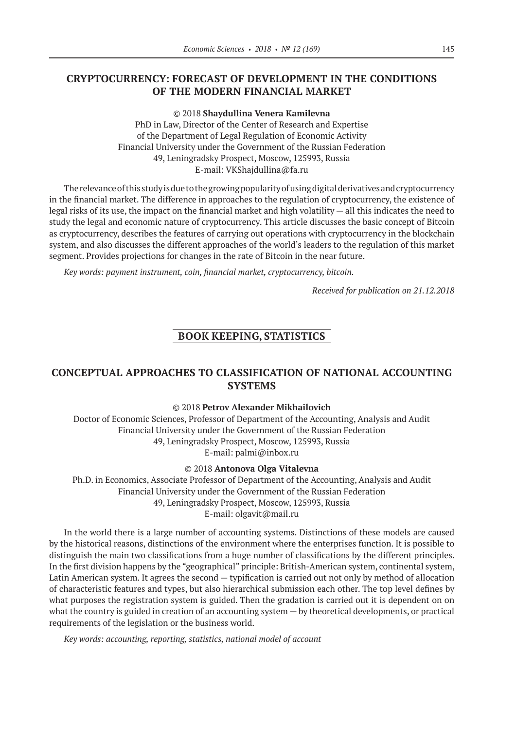## CRYPTOCURRENCY: FORECAST OF DEVELOPMENT IN THE CONDITIONS OF THE MODERN FINANCIAL MARKET

© 2018 **Shaydullina Venera Kamilevna**
PhD in Law, Director of the Center of Research and Expertise
of the Department of Legal Regulation of Economic Activity
Financial University under the Government of the Russian Federation
49, Leningradsky Prospect, Moscow, 125993, Russia
E-mail: VKShajdullina@fa.ru

The relevance of this study is due to the growing popularity of using digital derivatives and cryptocurrency in the financial market. The difference in approaches to the regulation of cryptocurrency, the existence of legal risks of its use, the impact on the financial market and high volatility — all this indicates the need to study the legal and economic nature of cryptocurrency. This article discusses the basic concept of Bitcoin as cryptocurrency, describes the features of carrying out operations with cryptocurrency in the blockchain system, and also discusses the different approaches of the world's leaders to the regulation of this market segment. Provides projections for changes in the rate of Bitcoin in the near future.

*Key words: payment instrument, coin, financial market, cryptocurrency, bitcoin.*

*Received for publication on 21.12.2018*

# BOOK KEEPING, STATISTICS

## CONCEPTUAL APPROACHES TO CLASSIFICATION OF NATIONAL ACCOUNTING SYSTEMS

© 2018 **Petrov Alexander Mikhailovich**
Doctor of Economic Sciences, Professor of Department of the Accounting, Analysis and Audit
Financial University under the Government of the Russian Federation
49, Leningradsky Prospect, Moscow, 125993, Russia
E-mail: palmi@inbox.ru

© 2018 **Antonova Olga Vitalevna**
Ph.D. in Economics, Associate Professor of Department of the Accounting, Analysis and Audit
Financial University under the Government of the Russian Federation
49, Leningradsky Prospect, Moscow, 125993, Russia
E-mail: olgavit@mail.ru

In the world there is a large number of accounting systems. Distinctions of these models are caused by the historical reasons, distinctions of the environment where the enterprises function. It is possible to distinguish the main two classifications from a huge number of classifications by the different principles. In the first division happens by the "geographical" principle: British-American system, continental system, Latin American system. It agrees the second — typification is carried out not only by method of allocation of characteristic features and types, but also hierarchical submission each other. The top level defines by what purposes the registration system is guided. Then the gradation is carried out it is dependent on on what the country is guided in creation of an accounting system — by theoretical developments, or practical requirements of the legislation or the business world.

*Key words: accounting, reporting, statistics, national model of account*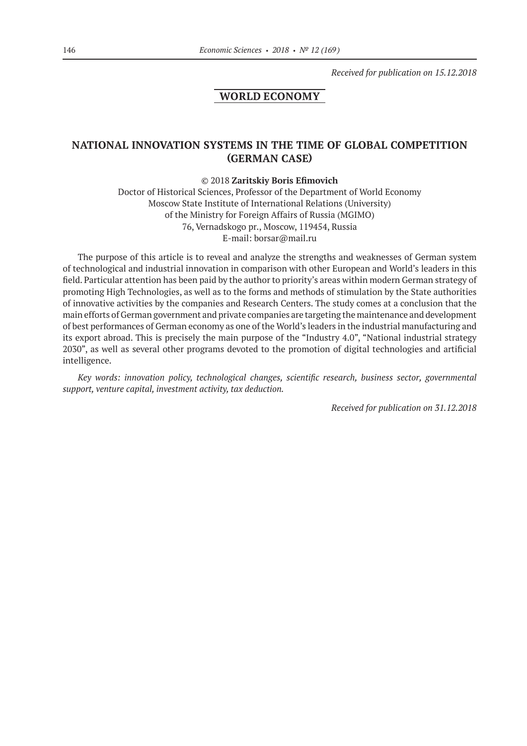*Received for publication on 15.12.2018*

## WORLD ECONOMY

# NATIONAL INNOVATION SYSTEMS IN THE TIME OF GLOBAL COMPETITION (GERMAN CASE)

© 2018 **Zaritskiy Boris Efimovich**

Doctor of Historical Sciences, Professor of the Department of World Economy
Moscow State Institute of International Relations (University)
of the Ministry for Foreign Affairs of Russia (MGIMO)
76, Vernadskogo pr., Moscow, 119454, Russia
E-mail: borsar@mail.ru

The purpose of this article is to reveal and analyze the strengths and weaknesses of German system of technological and industrial innovation in comparison with other European and World's leaders in this field. Particular attention has been paid by the author to priority's areas within modern German strategy of promoting High Technologies, as well as to the forms and methods of stimulation by the State authorities of innovative activities by the companies and Research Centers. The study comes at a conclusion that the main efforts of German government and private companies are targeting the maintenance and development of best performances of German economy as one of the World's leaders in the industrial manufacturing and its export abroad. This is precisely the main purpose of the "Industry 4.0", "National industrial strategy 2030", as well as several other programs devoted to the promotion of digital technologies and artificial intelligence.

*Key words: innovation policy, technological changes, scientific research, business sector, governmental support, venture capital, investment activity, tax deduction.*

*Received for publication on 31.12.2018*